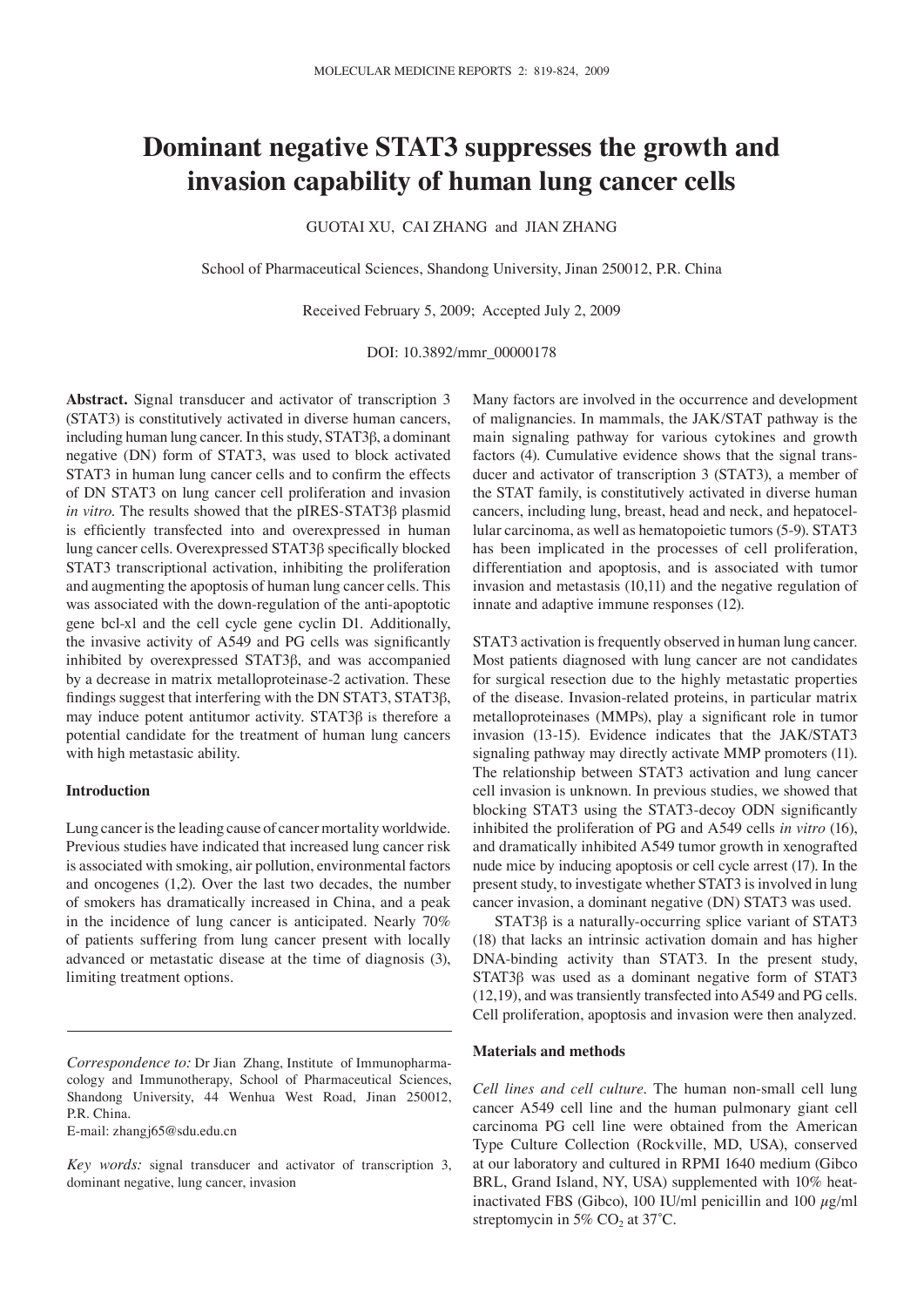# Dominant negative STAT3 suppresses the growth and invasion capability of human lung cancer cells

GUOTAI XU, CAI ZHANG and JIAN ZHANG

School of Pharmaceutical Sciences, Shandong University, Jinan 250012, P.R. China

Received February 5, 2009; Accepted July 2, 2009

DOI: 10.3892/mmr_00000178

**Abstract.** Signal transducer and activator of transcription 3 (STAT3) is constitutively activated in diverse human cancers, including human lung cancer. In this study, STAT3β, a dominant negative (DN) form of STAT3, was used to block activated STAT3 in human lung cancer cells and to confirm the effects of DN STAT3 on lung cancer cell proliferation and invasion *in vitro*. The results showed that the pIRES-STAT3β plasmid is efficiently transfected into and overexpressed in human lung cancer cells. Overexpressed STAT3β specifically blocked STAT3 transcriptional activation, inhibiting the proliferation and augmenting the apoptosis of human lung cancer cells. This was associated with the down-regulation of the anti-apoptotic gene bcl-xl and the cell cycle gene cyclin D1. Additionally, the invasive activity of A549 and PG cells was significantly inhibited by overexpressed STAT3β, and was accompanied by a decrease in matrix metalloproteinase-2 activation. These findings suggest that interfering with the DN STAT3, STAT3β, may induce potent antitumor activity. STAT3β is therefore a potential candidate for the treatment of human lung cancers with high metastasic ability.

## Introduction

Lung cancer is the leading cause of cancer mortality worldwide. Previous studies have indicated that increased lung cancer risk is associated with smoking, air pollution, environmental factors and oncogenes (1,2). Over the last two decades, the number of smokers has dramatically increased in China, and a peak in the incidence of lung cancer is anticipated. Nearly 70% of patients suffering from lung cancer present with locally advanced or metastatic disease at the time of diagnosis (3), limiting treatment options.

Many factors are involved in the occurrence and development of malignancies. In mammals, the JAK/STAT pathway is the main signaling pathway for various cytokines and growth factors (4). Cumulative evidence shows that the signal transducer and activator of transcription 3 (STAT3), a member of the STAT family, is constitutively activated in diverse human cancers, including lung, breast, head and neck, and hepatocellular carcinoma, as well as hematopoietic tumors (5-9). STAT3 has been implicated in the processes of cell proliferation, differentiation and apoptosis, and is associated with tumor invasion and metastasis (10,11) and the negative regulation of innate and adaptive immune responses (12).

STAT3 activation is frequently observed in human lung cancer. Most patients diagnosed with lung cancer are not candidates for surgical resection due to the highly metastatic properties of the disease. Invasion-related proteins, in particular matrix metalloproteinases (MMPs), play a significant role in tumor invasion (13-15). Evidence indicates that the JAK/STAT3 signaling pathway may directly activate MMP promoters (11). The relationship between STAT3 activation and lung cancer cell invasion is unknown. In previous studies, we showed that blocking STAT3 using the STAT3-decoy ODN significantly inhibited the proliferation of PG and A549 cells *in vitro* (16), and dramatically inhibited A549 tumor growth in xenografted nude mice by inducing apoptosis or cell cycle arrest (17). In the present study, to investigate whether STAT3 is involved in lung cancer invasion, a dominant negative (DN) STAT3 was used.

STAT3β is a naturally-occurring splice variant of STAT3 (18) that lacks an intrinsic activation domain and has higher DNA-binding activity than STAT3. In the present study, STAT3β was used as a dominant negative form of STAT3 (12,19), and was transiently transfected into A549 and PG cells. Cell proliferation, apoptosis and invasion were then analyzed.

## Materials and methods

*Cell lines and cell culture.* The human non-small cell lung cancer A549 cell line and the human pulmonary giant cell carcinoma PG cell line were obtained from the American Type Culture Collection (Rockville, MD, USA), conserved at our laboratory and cultured in RPMI 1640 medium (Gibco BRL, Grand Island, NY, USA) supplemented with 10% heat-inactivated FBS (Gibco), 100 IU/ml penicillin and 100 $\mu$g/ml streptomycin in 5% $CO_2$ at 37˚C.

---

*Correspondence to:* Dr Jian Zhang, Institute of Immunopharmacology and Immunotherapy, School of Pharmaceutical Sciences, Shandong University, 44 Wenhua West Road, Jinan 250012, P.R. China.
E-mail: zhangj65@sdu.edu.cn

*Key words:* signal transducer and activator of transcription 3, dominant negative, lung cancer, invasion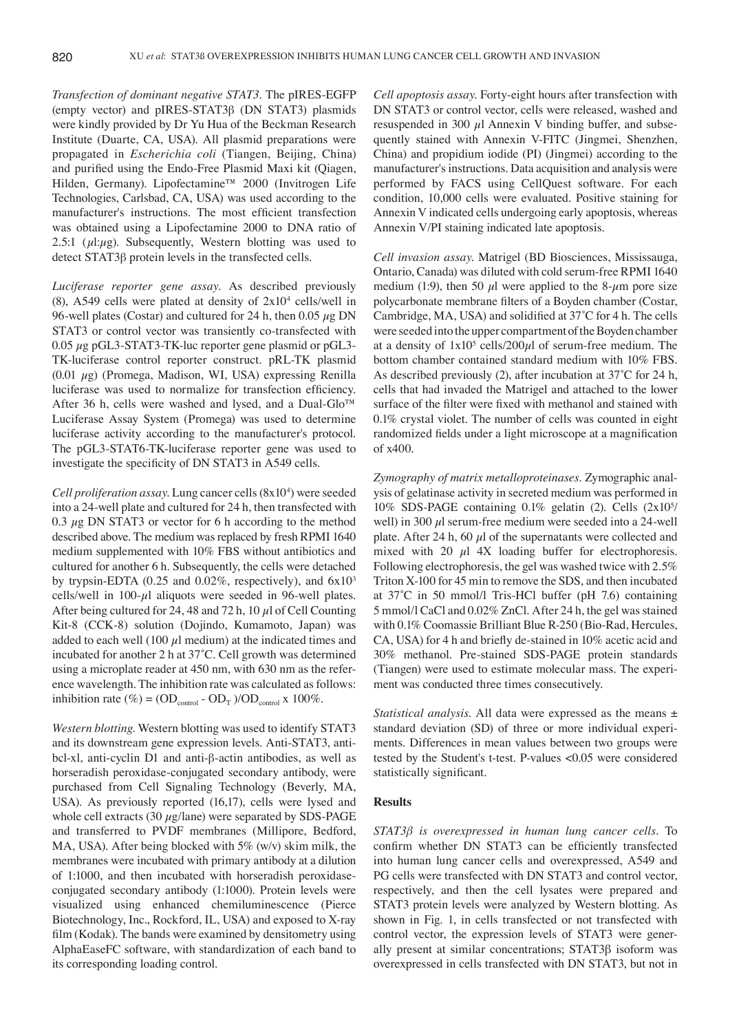*Transfection of dominant negative STAT3*. The pIRES-EGFP (empty vector) and pIRES-STAT3β (DN STAT3) plasmids were kindly provided by Dr Yu Hua of the Beckman Research Institute (Duarte, CA, USA). All plasmid preparations were propagated in *Escherichia coli* (Tiangen, Beijing, China) and purified using the Endo-Free Plasmid Maxi kit (Qiagen, Hilden, Germany). Lipofectamine™ 2000 (Invitrogen Life Technologies, Carlsbad, CA, USA) was used according to the manufacturer's instructions. The most efficient transfection was obtained using a Lipofectamine 2000 to DNA ratio of 2.5:1 (µl:µg). Subsequently, Western blotting was used to detect STAT3β protein levels in the transfected cells.

*Luciferase reporter gene assay*. As described previously (8), A549 cells were plated at density of $2\times10^4$ cells/well in 96-well plates (Costar) and cultured for 24 h, then 0.05 µg DN STAT3 or control vector was transiently co-transfected with 0.05 µg pGL3-STAT3-TK-luc reporter gene plasmid or pGL3-TK-luciferase control reporter construct. pRL-TK plasmid (0.01 µg) (Promega, Madison, WI, USA) expressing Renilla luciferase was used to normalize for transfection efficiency. After 36 h, cells were washed and lysed, and a Dual-Glo™ Luciferase Assay System (Promega) was used to determine luciferase activity according to the manufacturer's protocol. The pGL3-STAT6-TK-luciferase reporter gene was used to investigate the specificity of DN STAT3 in A549 cells.

*Cell proliferation assay*. Lung cancer cells ($8\times10^4$) were seeded into a 24-well plate and cultured for 24 h, then transfected with 0.3 µg DN STAT3 or vector for 6 h according to the method described above. The medium was replaced by fresh RPMI 1640 medium supplemented with 10% FBS without antibiotics and cultured for another 6 h. Subsequently, the cells were detached by trypsin-EDTA (0.25 and 0.02%, respectively), and $6\times10^3$ cells/well in 100-µl aliquots were seeded in 96-well plates. After being cultured for 24, 48 and 72 h, 10 µl of Cell Counting Kit-8 (CCK-8) solution (Dojindo, Kumamoto, Japan) was added to each well (100 µl medium) at the indicated times and incubated for another 2 h at 37˚C. Cell growth was determined using a microplate reader at 450 nm, with 630 nm as the reference wavelength. The inhibition rate was calculated as follows: inhibition rate (%) = $(OD_{control} - OD_T)/OD_{control} \times 100\%$.

*Western blotting*. Western blotting was used to identify STAT3 and its downstream gene expression levels. Anti-STAT3, anti-bcl-xl, anti-cyclin D1 and anti-β-actin antibodies, as well as horseradish peroxidase-conjugated secondary antibody, were purchased from Cell Signaling Technology (Beverly, MA, USA). As previously reported (16,17), cells were lysed and whole cell extracts (30 µg/lane) were separated by SDS-PAGE and transferred to PVDF membranes (Millipore, Bedford, MA, USA). After being blocked with 5% (w/v) skim milk, the membranes were incubated with primary antibody at a dilution of 1:1000, and then incubated with horseradish peroxidase-conjugated secondary antibody (1:1000). Protein levels were visualized using enhanced chemiluminescence (Pierce Biotechnology, Inc., Rockford, IL, USA) and exposed to X-ray film (Kodak). The bands were examined by densitometry using AlphaEaseFC software, with standardization of each band to its corresponding loading control.

*Cell apoptosis assay*. Forty-eight hours after transfection with DN STAT3 or control vector, cells were released, washed and resuspended in 300 µl Annexin V binding buffer, and subsequently stained with Annexin V-FITC (Jingmei, Shenzhen, China) and propidium iodide (PI) (Jingmei) according to the manufacturer's instructions. Data acquisition and analysis were performed by FACS using CellQuest software. For each condition, 10,000 cells were evaluated. Positive staining for Annexin V indicated cells undergoing early apoptosis, whereas Annexin V/PI staining indicated late apoptosis.

*Cell invasion assay*. Matrigel (BD Biosciences, Mississauga, Ontario, Canada) was diluted with cold serum-free RPMI 1640 medium (1:9), then 50 µl were applied to the 8-µm pore size polycarbonate membrane filters of a Boyden chamber (Costar, Cambridge, MA, USA) and solidified at 37˚C for 4 h. The cells were seeded into the upper compartment of the Boyden chamber at a density of $1\times10^5$ cells/200µl of serum-free medium. The bottom chamber contained standard medium with 10% FBS. As described previously (2), after incubation at 37˚C for 24 h, cells that had invaded the Matrigel and attached to the lower surface of the filter were fixed with methanol and stained with 0.1% crystal violet. The number of cells was counted in eight randomized fields under a light microscope at a magnification of x400.

*Zymography of matrix metalloproteinases*. Zymographic analysis of gelatinase activity in secreted medium was performed in 10% SDS-PAGE containing 0.1% gelatin (2). Cells ($2\times10^5$/well) in 300 µl serum-free medium were seeded into a 24-well plate. After 24 h, 60 µl of the supernatants were collected and mixed with 20 µl 4X loading buffer for electrophoresis. Following electrophoresis, the gel was washed twice with 2.5% Triton X-100 for 45 min to remove the SDS, and then incubated at 37˚C in 50 mmol/l Tris-HCl buffer (pH 7.6) containing 5 mmol/l CaCl and 0.02% ZnCl. After 24 h, the gel was stained with 0.1% Coomassie Brilliant Blue R-250 (Bio-Rad, Hercules, CA, USA) for 4 h and briefly de-stained in 10% acetic acid and 30% methanol. Pre-stained SDS-PAGE protein standards (Tiangen) were used to estimate molecular mass. The experiment was conducted three times consecutively.

*Statistical analysis*. All data were expressed as the means ± standard deviation (SD) of three or more individual experiments. Differences in mean values between two groups were tested by the Student's t-test. P-values <0.05 were considered statistically significant.

## Results

*STAT3β is overexpressed in human lung cancer cells*. To confirm whether DN STAT3 can be efficiently transfected into human lung cancer cells and overexpressed, A549 and PG cells were transfected with DN STAT3 and control vector, respectively, and then the cell lysates were prepared and STAT3 protein levels were analyzed by Western blotting. As shown in Fig. 1, in cells transfected or not transfected with control vector, the expression levels of STAT3 were generally present at similar concentrations; STAT3β isoform was overexpressed in cells transfected with DN STAT3, but not in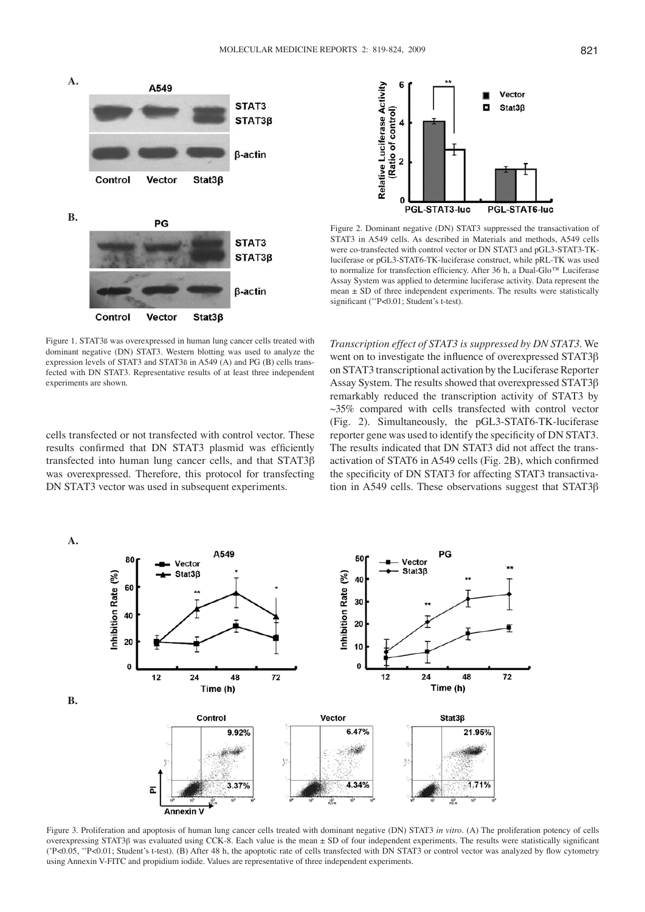Figure 1. STAT3β was overexpressed in human lung cancer cells treated with dominant negative (DN) STAT3. Western blotting was used to analyze the expression levels of STAT3 and STAT3β in A549 (A) and PG (B) cells transfected with DN STAT3. Representative results of at least three independent experiments are shown.

Figure 2. Dominant negative (DN) STAT3 suppressed the transactivation of STAT3 in A549 cells. As described in Materials and methods, A549 cells were co-transfected with control vector or DN STAT3 and pGL3-STAT3-TK-luciferase or pGL3-STAT6-TK-luciferase construct, while pRL-TK was used to normalize for transfection efficiency. After 36 h, a Dual-Glo™ Luciferase Assay System was applied to determine luciferase activity. Data represent the mean ± SD of three independent experiments. The results were statistically significant (**P<0.01; Student's t-test).

cells transfected or not transfected with control vector. These results confirmed that DN STAT3 plasmid was efficiently transfected into human lung cancer cells, and that STAT3β was overexpressed. Therefore, this protocol for transfecting DN STAT3 vector was used in subsequent experiments.

*Transcription effect of STAT3 is suppressed by DN STAT3.* We went on to investigate the influence of overexpressed STAT3β on STAT3 transcriptional activation by the Luciferase Reporter Assay System. The results showed that overexpressed STAT3β remarkably reduced the transcription activity of STAT3 by ~35% compared with cells transfected with control vector (Fig. 2). Simultaneously, the pGL3-STAT6-TK-luciferase reporter gene was used to identify the specificity of DN STAT3. The results indicated that DN STAT3 did not affect the transactivation of STAT6 in A549 cells (Fig. 2B), which confirmed the specificity of DN STAT3 for affecting STAT3 transactivation in A549 cells. These observations suggest that STAT3β

Figure 3. Proliferation and apoptosis of human lung cancer cells treated with dominant negative (DN) STAT3 *in vitro*. (A) The proliferation potency of cells overexpressing STAT3β was evaluated using CCK-8. Each value is the mean ± SD of four independent experiments. The results were statistically significant (*P<0.05, **P<0.01; Student's t-test). (B) After 48 h, the apoptotic rate of cells transfected with DN STAT3 or control vector was analyzed by flow cytometry using Annexin V-FITC and propidium iodide. Values are representative of three independent experiments.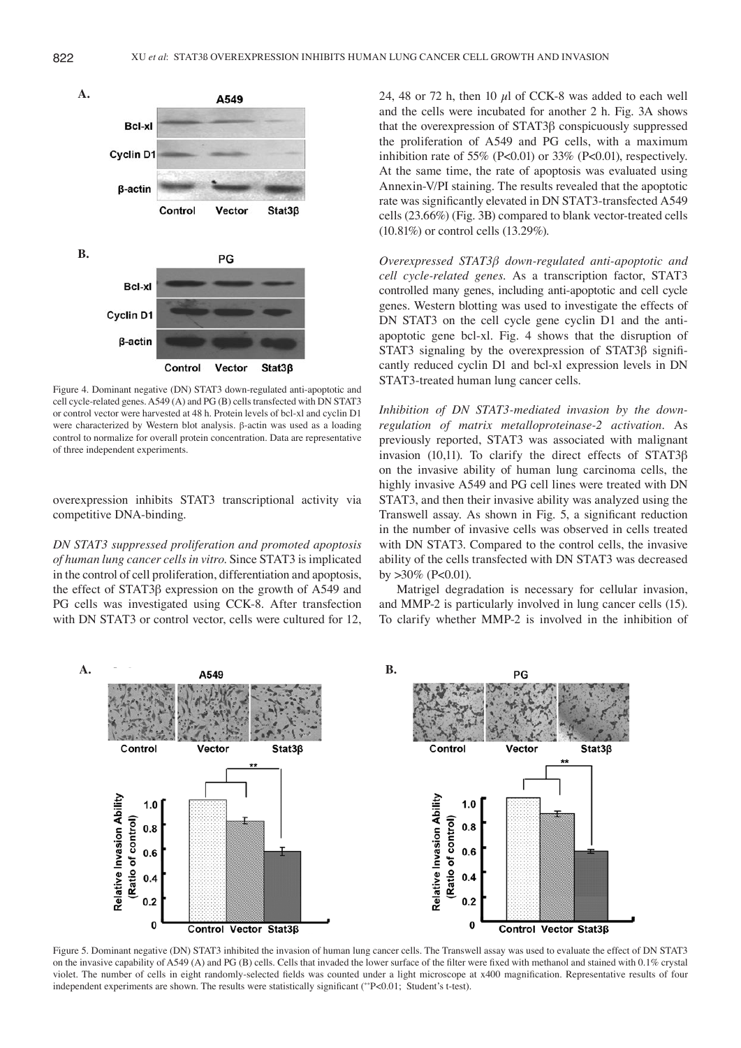Figure 4. Dominant negative (DN) STAT3 down-regulated anti-apoptotic and cell cycle-related genes. A549 (A) and PG (B) cells transfected with DN STAT3 or control vector were harvested at 48 h. Protein levels of bcl-xl and cyclin D1 were characterized by Western blot analysis. β-actin was used as a loading control to normalize for overall protein concentration. Data are representative of three independent experiments.

overexpression inhibits STAT3 transcriptional activity via competitive DNA-binding.

*DN STAT3 suppressed proliferation and promoted apoptosis of human lung cancer cells in vitro.* Since STAT3 is implicated in the control of cell proliferation, differentiation and apoptosis, the effect of STAT3β expression on the growth of A549 and PG cells was investigated using CCK-8. After transfection with DN STAT3 or control vector, cells were cultured for 12, 24, 48 or 72 h, then 10 µl of CCK-8 was added to each well and the cells were incubated for another 2 h. Fig. 3A shows that the overexpression of STAT3β conspicuously suppressed the proliferation of A549 and PG cells, with a maximum inhibition rate of 55% ($P<0.01$) or 33% ($P<0.01$), respectively. At the same time, the rate of apoptosis was evaluated using Annexin-V/PI staining. The results revealed that the apoptotic rate was significantly elevated in DN STAT3-transfected A549 cells (23.66%) (Fig. 3B) compared to blank vector-treated cells (10.81%) or control cells (13.29%).

*Overexpressed STAT3β down-regulated anti-apoptotic and cell cycle-related genes.* As a transcription factor, STAT3 controlled many genes, including anti-apoptotic and cell cycle genes. Western blotting was used to investigate the effects of DN STAT3 on the cell cycle gene cyclin D1 and the anti-apoptotic gene bcl-xl. Fig. 4 shows that the disruption of STAT3 signaling by the overexpression of STAT3β significantly reduced cyclin D1 and bcl-xl expression levels in DN STAT3-treated human lung cancer cells.

*Inhibition of DN STAT3-mediated invasion by the down-regulation of matrix metalloproteinase-2 activation.* As previously reported, STAT3 was associated with malignant invasion (10,11). To clarify the direct effects of STAT3β on the invasive ability of human lung carcinoma cells, the highly invasive A549 and PG cell lines were treated with DN STAT3, and then their invasive ability was analyzed using the Transwell assay. As shown in Fig. 5, a significant reduction in the number of invasive cells was observed in cells treated with DN STAT3. Compared to the control cells, the invasive ability of the cells transfected with DN STAT3 was decreased by >30% ($P<0.01$).

Matrigel degradation is necessary for cellular invasion, and MMP-2 is particularly involved in lung cancer cells (15). To clarify whether MMP-2 is involved in the inhibition of

Figure 5. Dominant negative (DN) STAT3 inhibited the invasion of human lung cancer cells. The Transwell assay was used to evaluate the effect of DN STAT3 on the invasive capability of A549 (A) and PG (B) cells. Cells that invaded the lower surface of the filter were fixed with methanol and stained with 0.1% crystal violet. The number of cells in eight randomly-selected fields was counted under a light microscope at x400 magnification. Representative results of four independent experiments are shown. The results were statistically significant (**$P<0.01$; Student's t-test).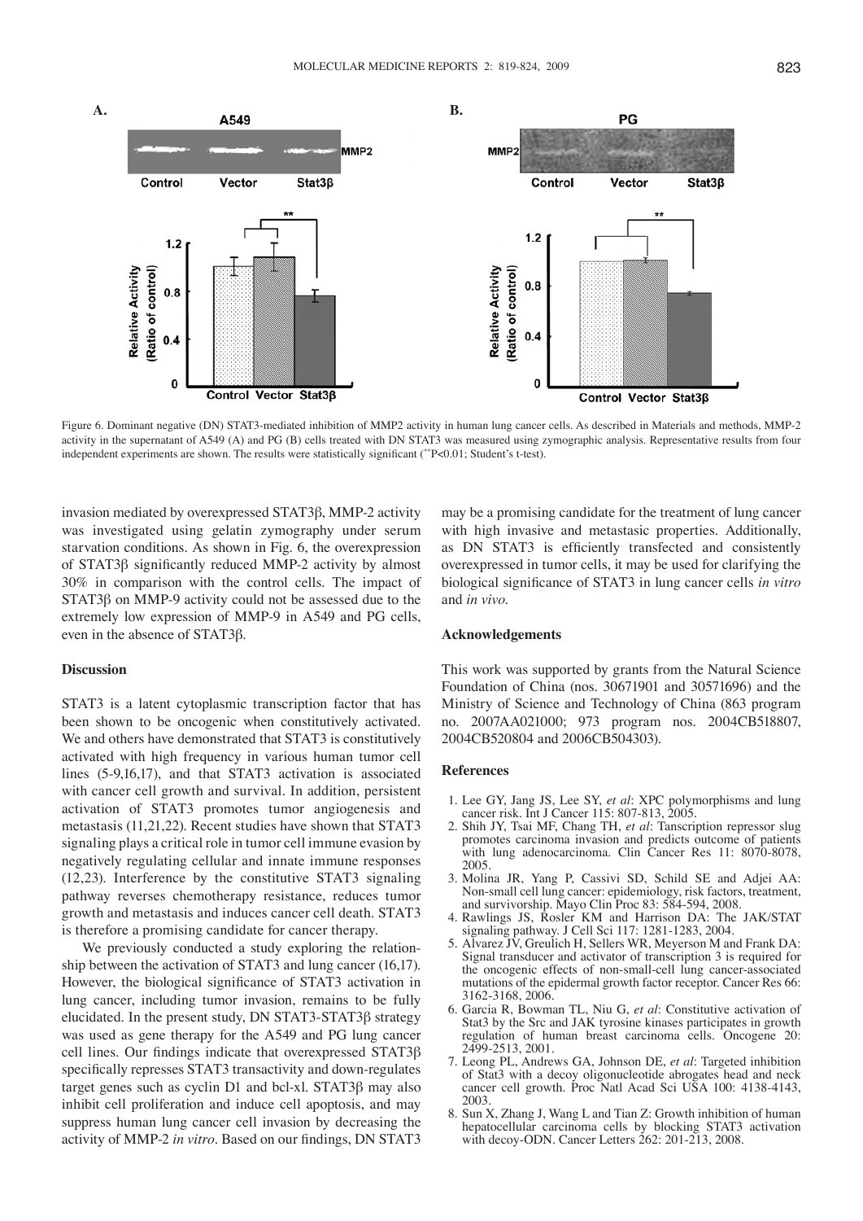Figure 6. Dominant negative (DN) STAT3-mediated inhibition of MMP2 activity in human lung cancer cells. As described in Materials and methods, MMP-2 activity in the supernatant of A549 (A) and PG (B) cells treated with DN STAT3 was measured using zymographic analysis. Representative results from four independent experiments are shown. The results were statistically significant (\*\*P<0.01; Student's t-test).

invasion mediated by overexpressed STAT3β, MMP-2 activity was investigated using gelatin zymography under serum starvation conditions. As shown in Fig. 6, the overexpression of STAT3β significantly reduced MMP-2 activity by almost 30% in comparison with the control cells. The impact of STAT3β on MMP-9 activity could not be assessed due to the extremely low expression of MMP-9 in A549 and PG cells, even in the absence of STAT3β.

## Discussion

STAT3 is a latent cytoplasmic transcription factor that has been shown to be oncogenic when constitutively activated. We and others have demonstrated that STAT3 is constitutively activated with high frequency in various human tumor cell lines (5-9,16,17), and that STAT3 activation is associated with cancer cell growth and survival. In addition, persistent activation of STAT3 promotes tumor angiogenesis and metastasis (11,21,22). Recent studies have shown that STAT3 signaling plays a critical role in tumor cell immune evasion by negatively regulating cellular and innate immune responses (12,23). Interference by the constitutive STAT3 signaling pathway reverses chemotherapy resistance, reduces tumor growth and metastasis and induces cancer cell death. STAT3 is therefore a promising candidate for cancer therapy.

We previously conducted a study exploring the relationship between the activation of STAT3 and lung cancer (16,17). However, the biological significance of STAT3 activation in lung cancer, including tumor invasion, remains to be fully elucidated. In the present study, DN STAT3-STAT3β strategy was used as gene therapy for the A549 and PG lung cancer cell lines. Our findings indicate that overexpressed STAT3β specifically represses STAT3 transactivity and down-regulates target genes such as cyclin D1 and bcl-xl. STAT3β may also inhibit cell proliferation and induce cell apoptosis, and may suppress human lung cancer cell invasion by decreasing the activity of MMP-2 *in vitro*. Based on our findings, DN STAT3 may be a promising candidate for the treatment of lung cancer with high invasive and metastasic properties. Additionally, as DN STAT3 is efficiently transfected and consistently overexpressed in tumor cells, it may be used for clarifying the biological significance of STAT3 in lung cancer cells *in vitro* and *in vivo*.

## Acknowledgements

This work was supported by grants from the Natural Science Foundation of China (nos. 30671901 and 30571696) and the Ministry of Science and Technology of China (863 program no. 2007AA021000; 973 program nos. 2004CB518807, 2004CB520804 and 2006CB504303).

## References

1. Lee GY, Jang JS, Lee SY, *et al*: XPC polymorphisms and lung cancer risk. Int J Cancer 115: 807-813, 2005.
2. Shih JY, Tsai MF, Chang TH, *et al*: Tanscription repressor slug promotes carcinoma invasion and predicts outcome of patients with lung adenocarcinoma. Clin Cancer Res 11: 8070-8078, 2005.
3. Molina JR, Yang P, Cassivi SD, Schild SE and Adjei AA: Non-small cell lung cancer: epidemiology, risk factors, treatment, and survivorship. Mayo Clin Proc 83: 584-594, 2008.
4. Rawlings JS, Rosler KM and Harrison DA: The JAK/STAT signaling pathway. J Cell Sci 117: 1281-1283, 2004.
5. Alvarez JV, Greulich H, Sellers WR, Meyerson M and Frank DA: Signal transducer and activator of transcription 3 is required for the oncogenic effects of non-small-cell lung cancer-associated mutations of the epidermal growth factor receptor. Cancer Res 66: 3162-3168, 2006.
6. Garcia R, Bowman TL, Niu G, *et al*: Constitutive activation of Stat3 by the Src and JAK tyrosine kinases participates in growth regulation of human breast carcinoma cells. Oncogene 20: 2499-2513, 2001.
7. Leong PL, Andrews GA, Johnson DE, *et al*: Targeted inhibition of Stat3 with a decoy oligonucleotide abrogates head and neck cancer cell growth. Proc Natl Acad Sci USA 100: 4138-4143, 2003.
8. Sun X, Zhang J, Wang L and Tian Z: Growth inhibition of human hepatocellular carcinoma cells by blocking STAT3 activation with decoy-ODN. Cancer Letters 262: 201-213, 2008.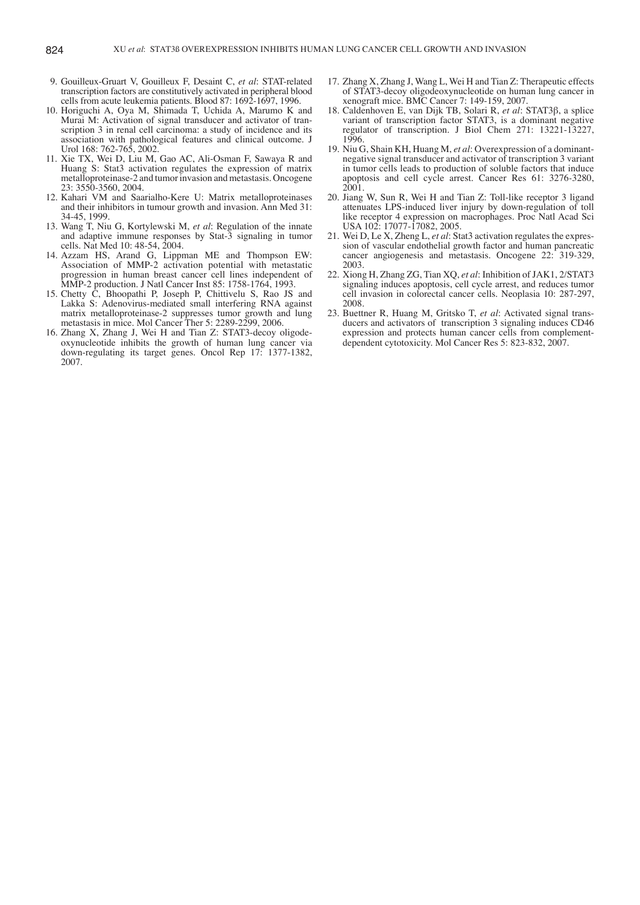9. Gouilleux-Gruart V, Gouilleux F, Desaint C, *et al*: STAT-related transcription factors are constitutively activated in peripheral blood cells from acute leukemia patients. Blood 87: 1692-1697, 1996.
10. Horiguchi A, Oya M, Shimada T, Uchida A, Marumo K and Murai M: Activation of signal transducer and activator of transcription 3 in renal cell carcinoma: a study of incidence and its association with pathological features and clinical outcome. J Urol 168: 762-765, 2002.
11. Xie TX, Wei D, Liu M, Gao AC, Ali-Osman F, Sawaya R and Huang S: Stat3 activation regulates the expression of matrix metalloproteinase-2 and tumor invasion and metastasis. Oncogene 23: 3550-3560, 2004.
12. Kahari VM and Saarialho-Kere U: Matrix metalloproteinases and their inhibitors in tumour growth and invasion. Ann Med 31: 34-45, 1999.
13. Wang T, Niu G, Kortylewski M, *et al*: Regulation of the innate and adaptive immune responses by Stat-3 signaling in tumor cells. Nat Med 10: 48-54, 2004.
14. Azzam HS, Arand G, Lippman ME and Thompson EW: Association of MMP-2 activation potential with metastatic progression in human breast cancer cell lines independent of MMP-2 production. J Natl Cancer Inst 85: 1758-1764, 1993.
15. Chetty C, Bhoopathi P, Joseph P, Chittivelu S, Rao JS and Lakka S: Adenovirus-mediated small interfering RNA against matrix metalloproteinase-2 suppresses tumor growth and lung metastasis in mice. Mol Cancer Ther 5: 2289-2299, 2006.
16. Zhang X, Zhang J, Wei H and Tian Z: STAT3-decoy oligodeoxynucleotide inhibits the growth of human lung cancer via down-regulating its target genes. Oncol Rep 17: 1377-1382, 2007.
17. Zhang X, Zhang J, Wang L, Wei H and Tian Z: Therapeutic effects of STAT3-decoy oligodeoxynucleotide on human lung cancer in xenograft mice. BMC Cancer 7: 149-159, 2007.
18. Caldenhoven E, van Dijk TB, Solari R, *et al*: STAT3β, a splice variant of transcription factor STAT3, is a dominant negative regulator of transcription. J Biol Chem 271: 13221-13227, 1996.
19. Niu G, Shain KH, Huang M, *et al*: Overexpression of a dominant-negative signal transducer and activator of transcription 3 variant in tumor cells leads to production of soluble factors that induce apoptosis and cell cycle arrest. Cancer Res 61: 3276-3280, 2001.
20. Jiang W, Sun R, Wei H and Tian Z: Toll-like receptor 3 ligand attenuates LPS-induced liver injury by down-regulation of toll like receptor 4 expression on macrophages. Proc Natl Acad Sci USA 102: 17077-17082, 2005.
21. Wei D, Le X, Zheng L, *et al*: Stat3 activation regulates the expression of vascular endothelial growth factor and human pancreatic cancer angiogenesis and metastasis. Oncogene 22: 319-329, 2003.
22. Xiong H, Zhang ZG, Tian XQ, *et al*: Inhibition of JAK1, 2/STAT3 signaling induces apoptosis, cell cycle arrest, and reduces tumor cell invasion in colorectal cancer cells. Neoplasia 10: 287-297, 2008.
23. Buettner R, Huang M, Gritsko T, *et al*: Activated signal transducers and activators of transcription 3 signaling induces CD46 expression and protects human cancer cells from complement-dependent cytotoxicity. Mol Cancer Res 5: 823-832, 2007.